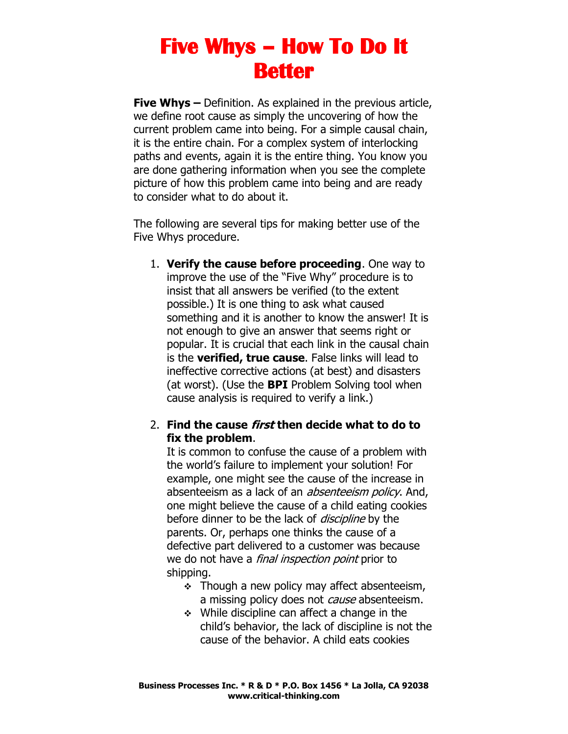# Five Whys – How To Do It Better

**Five Whys –** Definition. As explained in the previous article, we define root cause as simply the uncovering of how the current problem came into being. For a simple causal chain, it is the entire chain. For a complex system of interlocking paths and events, again it is the entire thing. You know you are done gathering information when you see the complete picture of how this problem came into being and are ready to consider what to do about it.

The following are several tips for making better use of the Five Whys procedure.

1. **Verify the cause before proceeding**. One way to improve the use of the "Five Why" procedure is to insist that all answers be verified (to the extent possible.) It is one thing to ask what caused something and it is another to know the answer! It is not enough to give an answer that seems right or popular. It is crucial that each link in the causal chain is the **verified, true cause**. False links will lead to ineffective corrective actions (at best) and disasters (at worst). (Use the **BPI** Problem Solving tool when cause analysis is required to verify a link.)

2. **Find the cause *first* then decide what to do to fix the problem**.
   It is common to confuse the cause of a problem with the world's failure to implement your solution! For example, one might see the cause of the increase in absenteeism as a lack of an *absenteeism policy*. And, one might believe the cause of a child eating cookies before dinner to be the lack of *discipline* by the parents. Or, perhaps one thinks the cause of a defective part delivered to a customer was because we do not have a *final inspection point* prior to shipping.
   - Though a new policy may affect absenteeism, a missing policy does not *cause* absenteeism.
   - While discipline can affect a change in the child's behavior, the lack of discipline is not the cause of the behavior. A child eats cookies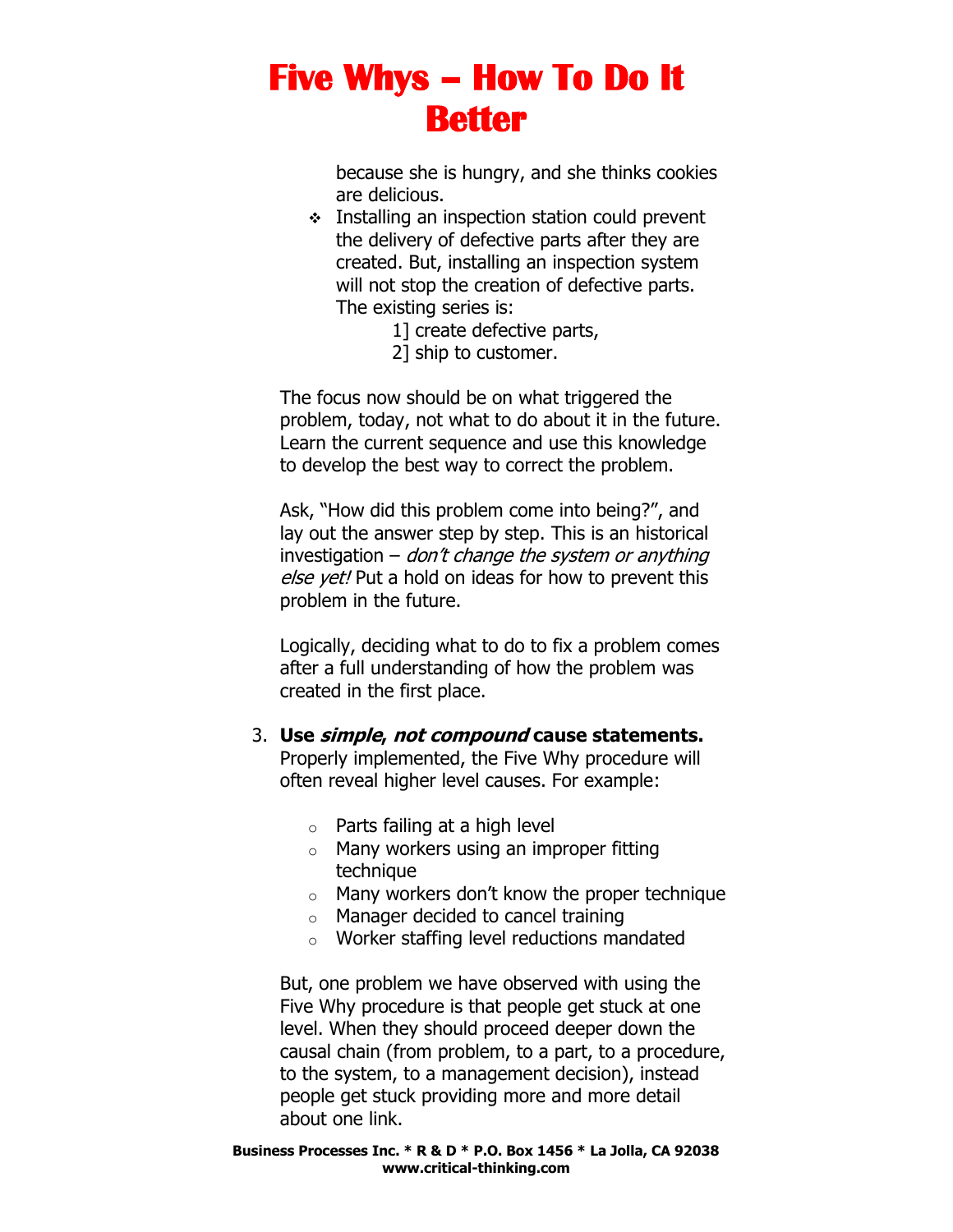because she is hungry, and she thinks cookies are delicious.

- Installing an inspection station could prevent the delivery of defective parts after they are created. But, installing an inspection system will not stop the creation of defective parts. The existing series is:
  - 1] create defective parts,
  - 2] ship to customer.

The focus now should be on what triggered the problem, today, not what to do about it in the future. Learn the current sequence and use this knowledge to develop the best way to correct the problem.

Ask, "How did this problem come into being?", and lay out the answer step by step. This is an historical investigation – *don't change the system or anything else yet!* Put a hold on ideas for how to prevent this problem in the future.

Logically, deciding what to do to fix a problem comes after a full understanding of how the problem was created in the first place.

3. **Use *simple*, *not compound* cause statements.** Properly implemented, the Five Why procedure will often reveal higher level causes. For example:

   - Parts failing at a high level
   - Many workers using an improper fitting technique
   - Many workers don't know the proper technique
   - Manager decided to cancel training
   - Worker staffing level reductions mandated

   But, one problem we have observed with using the Five Why procedure is that people get stuck at one level. When they should proceed deeper down the causal chain (from problem, to a part, to a procedure, to the system, to a management decision), instead people get stuck providing more and more detail about one link.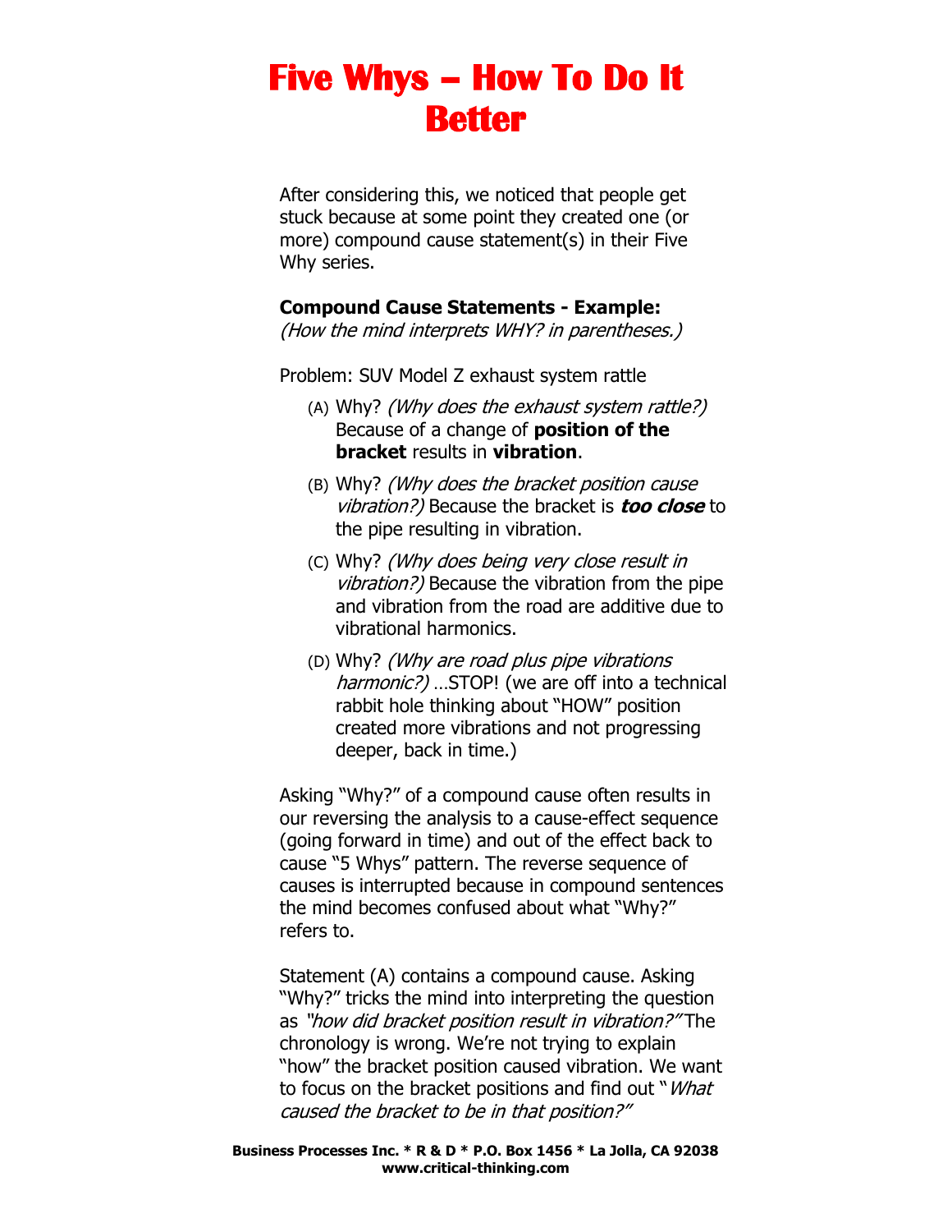# Five Whys – How To Do It Better

After considering this, we noticed that people get stuck because at some point they created one (or more) compound cause statement(s) in their Five Why series.

**Compound Cause Statements - Example:**
*(How the mind interprets WHY? in parentheses.)*

Problem: SUV Model Z exhaust system rattle

(A) Why? *(Why does the exhaust system rattle?)* Because of a change of **position of the bracket** results in **vibration**.

(B) Why? *(Why does the bracket position cause vibration?)* Because the bracket is ***too close*** to the pipe resulting in vibration.

(C) Why? *(Why does being very close result in vibration?)* Because the vibration from the pipe and vibration from the road are additive due to vibrational harmonics.

(D) Why? *(Why are road plus pipe vibrations harmonic?)* …STOP! (we are off into a technical rabbit hole thinking about "HOW" position created more vibrations and not progressing deeper, back in time.)

Asking "Why?" of a compound cause often results in our reversing the analysis to a cause-effect sequence (going forward in time) and out of the effect back to cause "5 Whys" pattern. The reverse sequence of causes is interrupted because in compound sentences the mind becomes confused about what "Why?" refers to.

Statement (A) contains a compound cause. Asking "Why?" tricks the mind into interpreting the question as *"how did bracket position result in vibration?"* The chronology is wrong. We're not trying to explain "how" the bracket position caused vibration. We want to focus on the bracket positions and find out "*What caused the bracket to be in that position?"*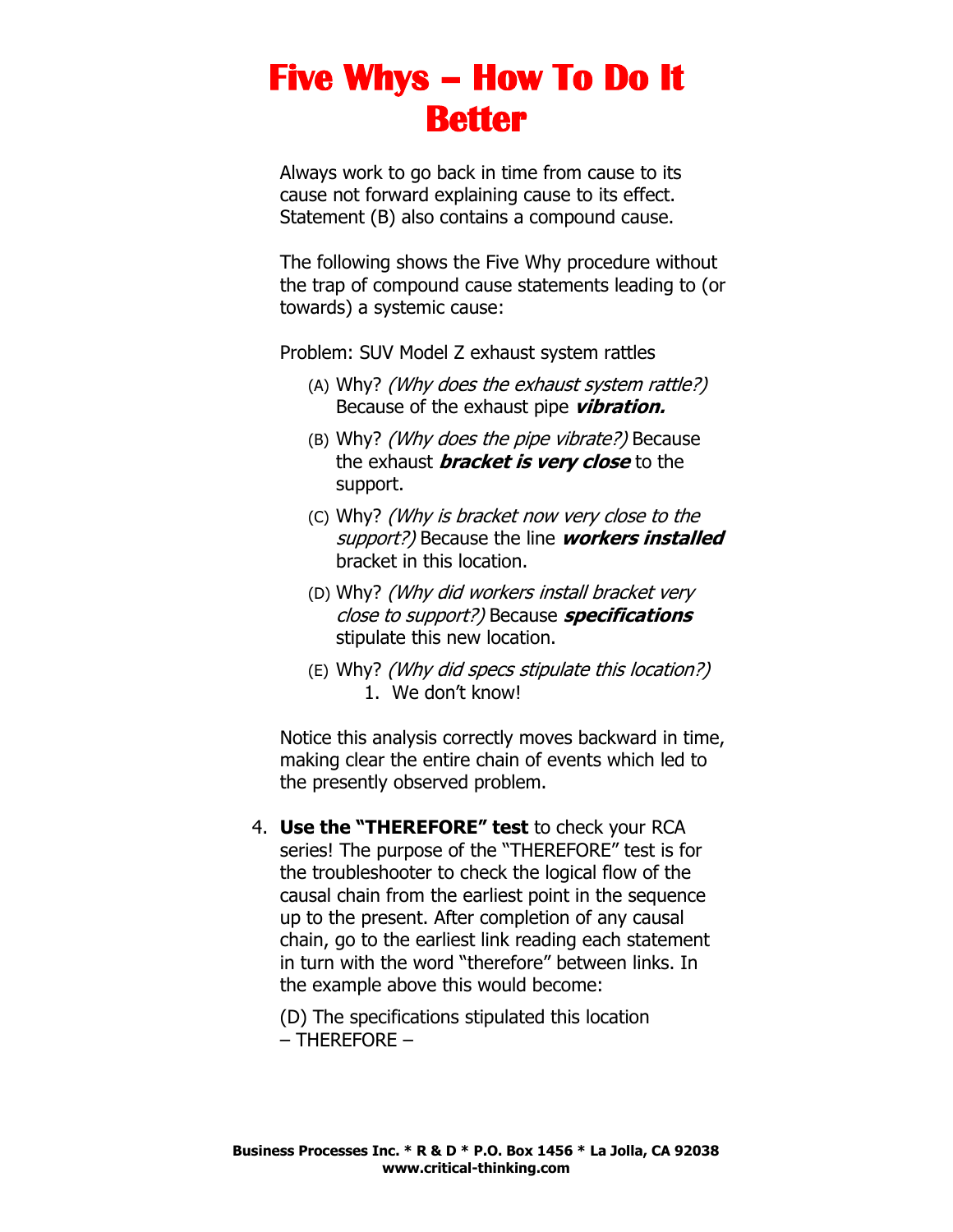# Five Whys – How To Do It Better

Always work to go back in time from cause to its cause not forward explaining cause to its effect. Statement (B) also contains a compound cause.

The following shows the Five Why procedure without the trap of compound cause statements leading to (or towards) a systemic cause:

Problem: SUV Model Z exhaust system rattles

(A) Why? *(Why does the exhaust system rattle?)* Because of the exhaust pipe ***vibration.***

(B) Why? *(Why does the pipe vibrate?)* Because the exhaust ***bracket is very close*** to the support.

(C) Why? *(Why is bracket now very close to the support?)* Because the line ***workers installed*** bracket in this location.

(D) Why? *(Why did workers install bracket very close to support?)* Because ***specifications*** stipulate this new location.

(E) Why? *(Why did specs stipulate this location?)*

1. We don't know!

Notice this analysis correctly moves backward in time, making clear the entire chain of events which led to the presently observed problem.

4. **Use the "THEREFORE" test** to check your RCA series! The purpose of the "THEREFORE" test is for the troubleshooter to check the logical flow of the causal chain from the earliest point in the sequence up to the present. After completion of any causal chain, go to the earliest link reading each statement in turn with the word "therefore" between links. In the example above this would become:

   (D) The specifications stipulated this location
   – THEREFORE –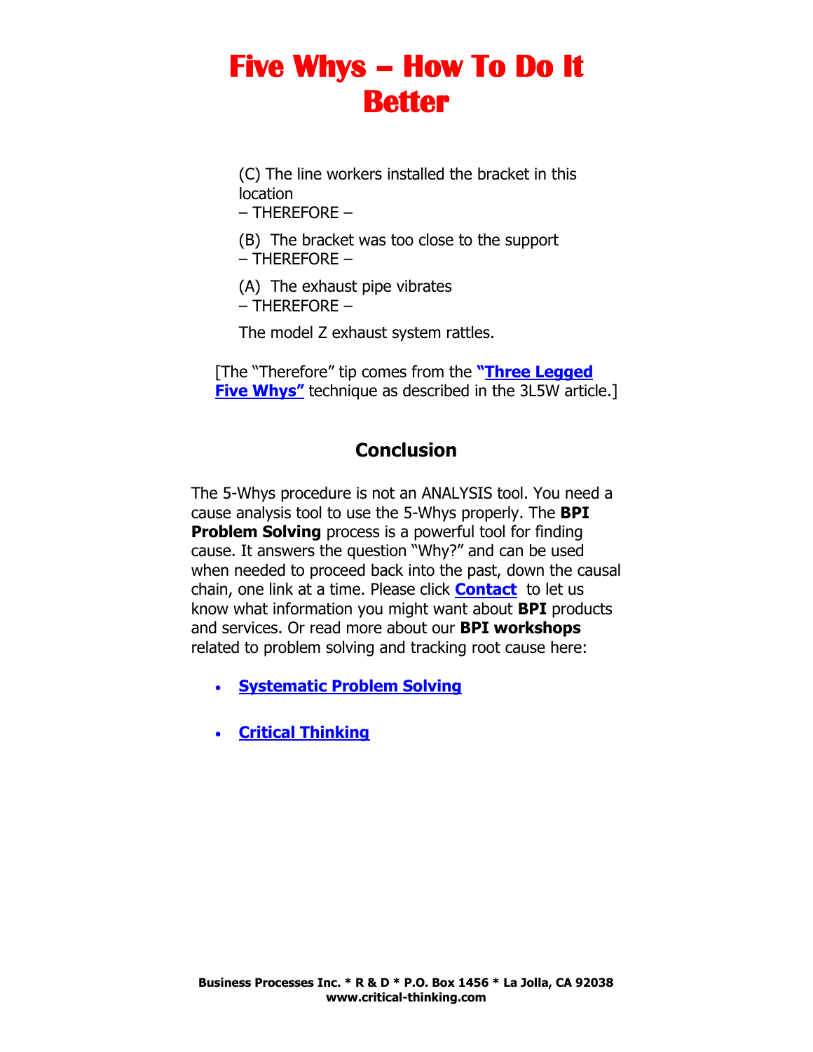# Five Whys – How To Do It Better

(C) The line workers installed the bracket in this location
– THEREFORE –

(B) The bracket was too close to the support
– THEREFORE –

(A) The exhaust pipe vibrates
– THEREFORE –

The model Z exhaust system rattles.

[The "Therefore" tip comes from the **"Three Legged Five Whys"** technique as described in the 3L5W article.]

## Conclusion

The 5-Whys procedure is not an ANALYSIS tool. You need a cause analysis tool to use the 5-Whys properly. The **BPI Problem Solving** process is a powerful tool for finding cause. It answers the question "Why?" and can be used when needed to proceed back into the past, down the causal chain, one link at a time. Please click **Contact** to let us know what information you might want about **BPI** products and services. Or read more about our **BPI workshops** related to problem solving and tracking root cause here:

- **Systematic Problem Solving**
- **Critical Thinking**

**Business Processes Inc. * R & D * P.O. Box 1456 * La Jolla, CA 92038**
**www.critical-thinking.com**